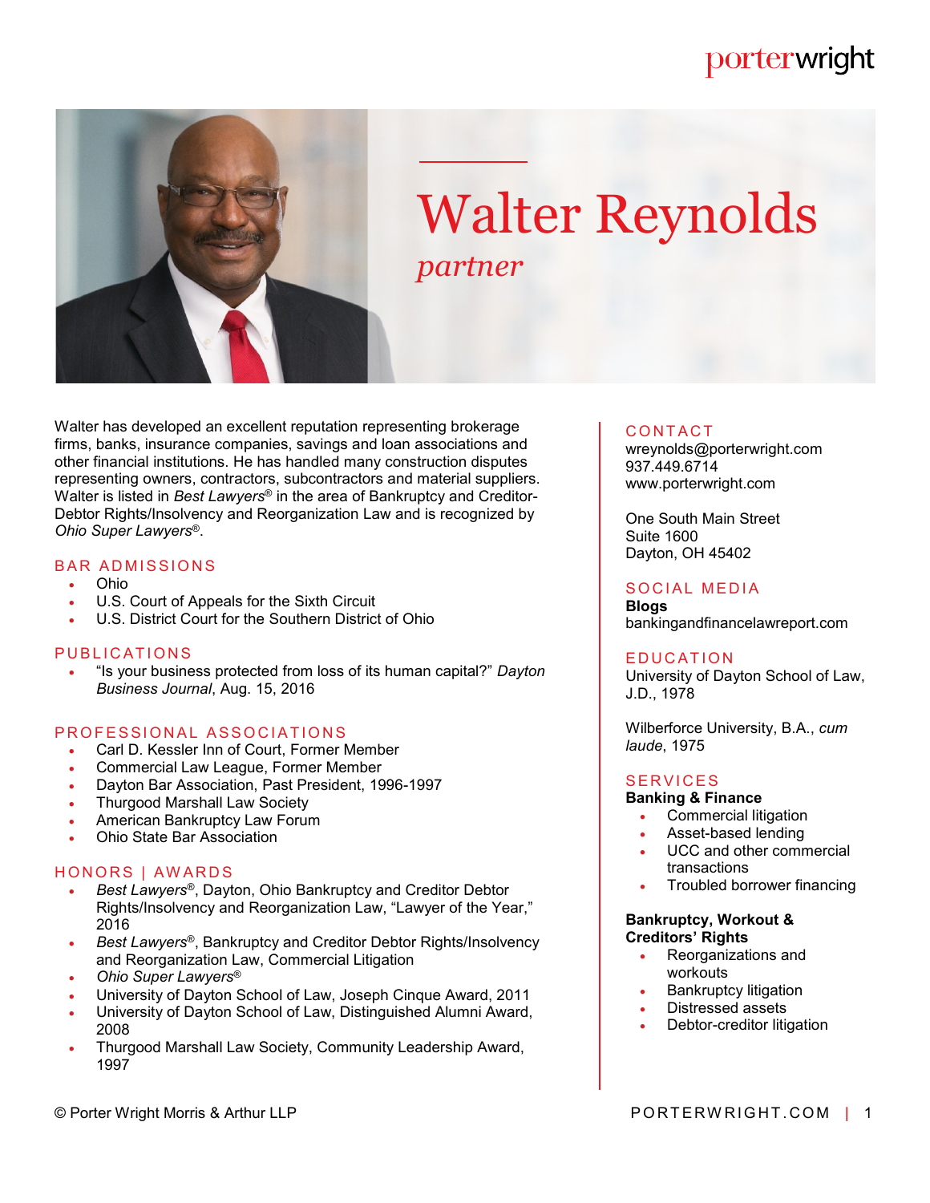porterwright

# Walter Reynolds

*partner*

Walter has developed an excellent reputation representing brokerage firms, banks, insurance companies, savings and loan associations and other financial institutions. He has handled many construction disputes representing owners, contractors, subcontractors and material suppliers. Walter is listed in *Best Lawyers*® in the area of Bankruptcy and Creditor-Debtor Rights/Insolvency and Reorganization Law and is recognized by *Ohio Super Lawyers*®.

## BAR ADMISSIONS

- Ohio
- U.S. Court of Appeals for the Sixth Circuit
- U.S. District Court for the Southern District of Ohio

## PUBLICATIONS

- "Is your business protected from loss of its human capital?" *Dayton Business Journal*, Aug. 15, 2016

## PROFESSIONAL ASSOCIATIONS

- Carl D. Kessler Inn of Court, Former Member
- Commercial Law League, Former Member
- Dayton Bar Association, Past President, 1996-1997
- Thurgood Marshall Law Society
- American Bankruptcy Law Forum
- Ohio State Bar Association

## HONORS | AWARDS

- *Best Lawyers*®, Dayton, Ohio Bankruptcy and Creditor Debtor Rights/Insolvency and Reorganization Law, "Lawyer of the Year," 2016
- *Best Lawyers*®, Bankruptcy and Creditor Debtor Rights/Insolvency and Reorganization Law, Commercial Litigation
- *Ohio Super Lawyers*®
- University of Dayton School of Law, Joseph Cinque Award, 2011
- University of Dayton School of Law, Distinguished Alumni Award, 2008
- Thurgood Marshall Law Society, Community Leadership Award, 1997

## CONTACT

wreynolds@porterwright.com
937.449.6714
www.porterwright.com

One South Main Street
Suite 1600
Dayton, OH 45402

## SOCIAL MEDIA

**Blogs**
bankingandfinancelawreport.com

## EDUCATION

University of Dayton School of Law, J.D., 1978

Wilberforce University, B.A., *cum laude*, 1975

## SERVICES

**Banking & Finance**

- Commercial litigation
- Asset-based lending
- UCC and other commercial transactions
- Troubled borrower financing

**Bankruptcy, Workout & Creditors' Rights**

- Reorganizations and workouts
- Bankruptcy litigation
- Distressed assets
- Debtor-creditor litigation

© Porter Wright Morris & Arthur LLP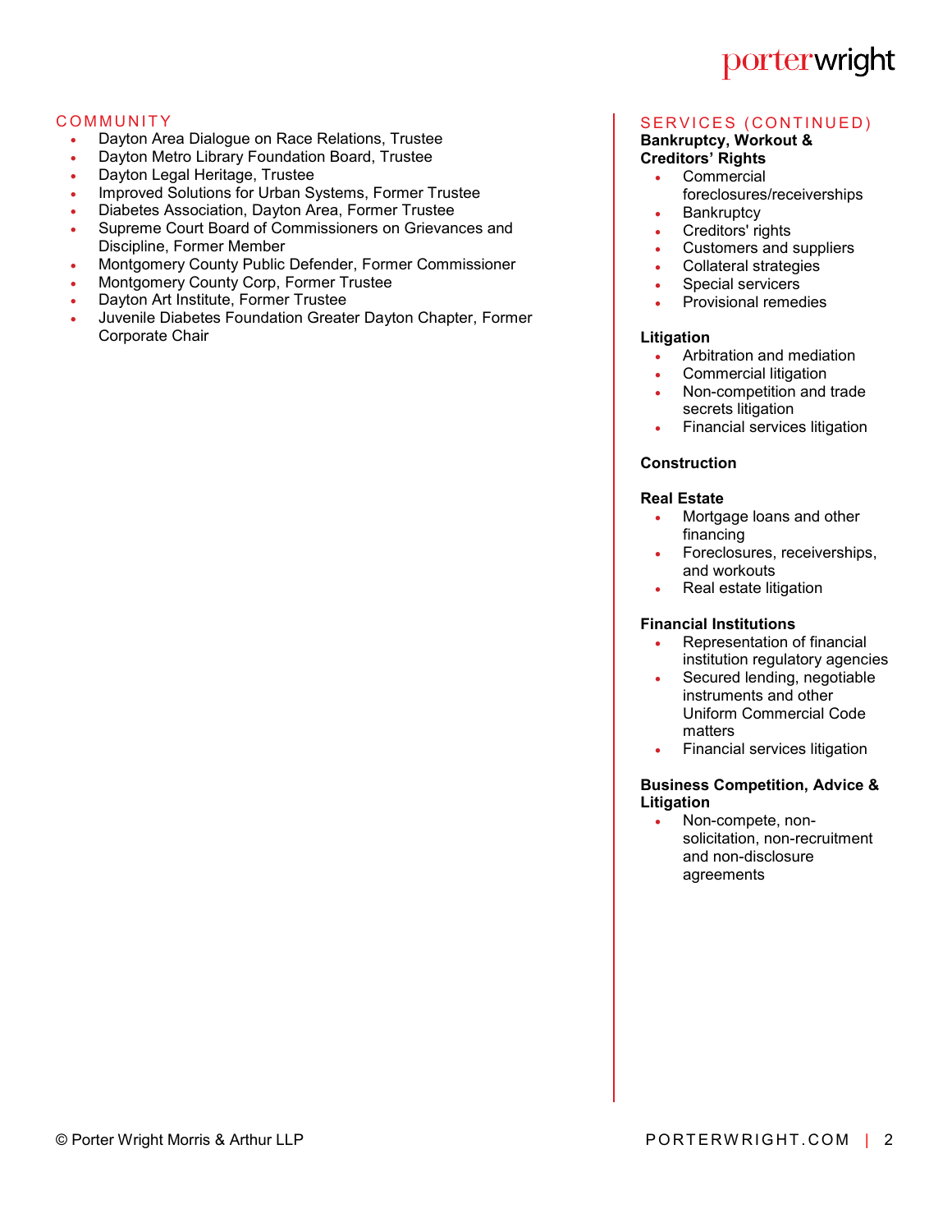## COMMUNITY

- Dayton Area Dialogue on Race Relations, Trustee
- Dayton Metro Library Foundation Board, Trustee
- Dayton Legal Heritage, Trustee
- Improved Solutions for Urban Systems, Former Trustee
- Diabetes Association, Dayton Area, Former Trustee
- Supreme Court Board of Commissioners on Grievances and Discipline, Former Member
- Montgomery County Public Defender, Former Commissioner
- Montgomery County Corp, Former Trustee
- Dayton Art Institute, Former Trustee
- Juvenile Diabetes Foundation Greater Dayton Chapter, Former Corporate Chair

## SERVICES (CONTINUED)

**Bankruptcy, Workout & Creditors' Rights**

- Commercial foreclosures/receiverships
- Bankruptcy
- Creditors' rights
- Customers and suppliers
- Collateral strategies
- Special servicers
- Provisional remedies

**Litigation**

- Arbitration and mediation
- Commercial litigation
- Non-competition and trade secrets litigation
- Financial services litigation

**Construction**

**Real Estate**

- Mortgage loans and other financing
- Foreclosures, receiverships, and workouts
- Real estate litigation

**Financial Institutions**

- Representation of financial institution regulatory agencies
- Secured lending, negotiable instruments and other Uniform Commercial Code matters
- Financial services litigation

**Business Competition, Advice & Litigation**

- Non-compete, non-solicitation, non-recruitment and non-disclosure agreements